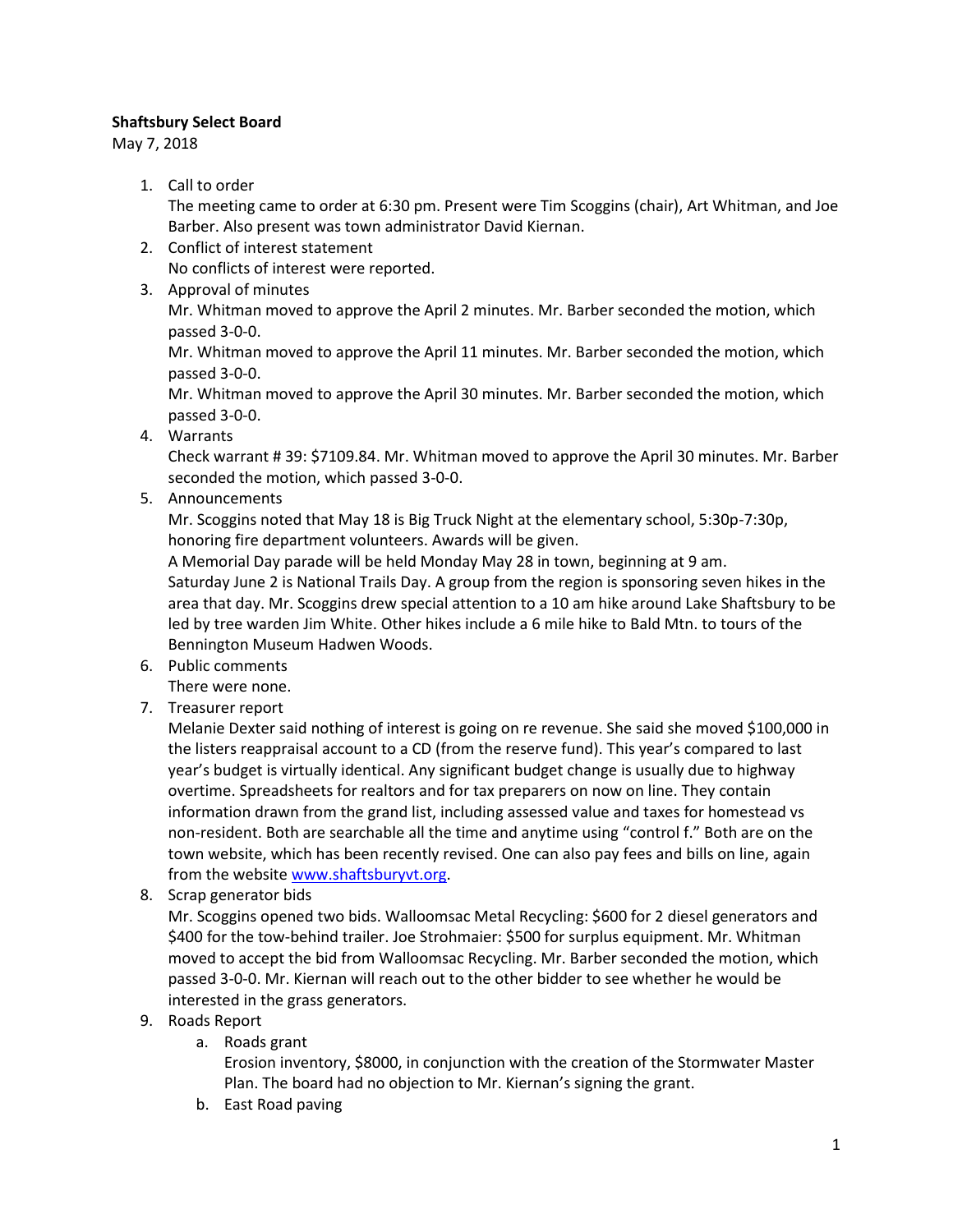**Shaftsbury Select Board**

May 7, 2018

1. Call to order
   The meeting came to order at 6:30 pm. Present were Tim Scoggins (chair), Art Whitman, and Joe Barber. Also present was town administrator David Kiernan.
2. Conflict of interest statement
   No conflicts of interest were reported.
3. Approval of minutes
   Mr. Whitman moved to approve the April 2 minutes. Mr. Barber seconded the motion, which passed 3-0-0.
   Mr. Whitman moved to approve the April 11 minutes. Mr. Barber seconded the motion, which passed 3-0-0.
   Mr. Whitman moved to approve the April 30 minutes. Mr. Barber seconded the motion, which passed 3-0-0.
4. Warrants
   Check warrant # 39: $7109.84. Mr. Whitman moved to approve the April 30 minutes. Mr. Barber seconded the motion, which passed 3-0-0.
5. Announcements
   Mr. Scoggins noted that May 18 is Big Truck Night at the elementary school, 5:30p-7:30p, honoring fire department volunteers. Awards will be given.
   A Memorial Day parade will be held Monday May 28 in town, beginning at 9 am.
   Saturday June 2 is National Trails Day. A group from the region is sponsoring seven hikes in the area that day. Mr. Scoggins drew special attention to a 10 am hike around Lake Shaftsbury to be led by tree warden Jim White. Other hikes include a 6 mile hike to Bald Mtn. to tours of the Bennington Museum Hadwen Woods.
6. Public comments
   There were none.
7. Treasurer report
   Melanie Dexter said nothing of interest is going on re revenue. She said she moved $100,000 in the listers reappraisal account to a CD (from the reserve fund). This year's compared to last year's budget is virtually identical. Any significant budget change is usually due to highway overtime. Spreadsheets for realtors and for tax preparers on now on line. They contain information drawn from the grand list, including assessed value and taxes for homestead vs non-resident. Both are searchable all the time and anytime using "control f." Both are on the town website, which has been recently revised. One can also pay fees and bills on line, again from the website www.shaftsburyvt.org.
8. Scrap generator bids
   Mr. Scoggins opened two bids. Walloomsac Metal Recycling: $600 for 2 diesel generators and $400 for the tow-behind trailer. Joe Strohmaier: $500 for surplus equipment. Mr. Whitman moved to accept the bid from Walloomsac Recycling. Mr. Barber seconded the motion, which passed 3-0-0. Mr. Kiernan will reach out to the other bidder to see whether he would be interested in the grass generators.
9. Roads Report
   a. Roads grant
      Erosion inventory, $8000, in conjunction with the creation of the Stormwater Master Plan. The board had no objection to Mr. Kiernan's signing the grant.
   b. East Road paving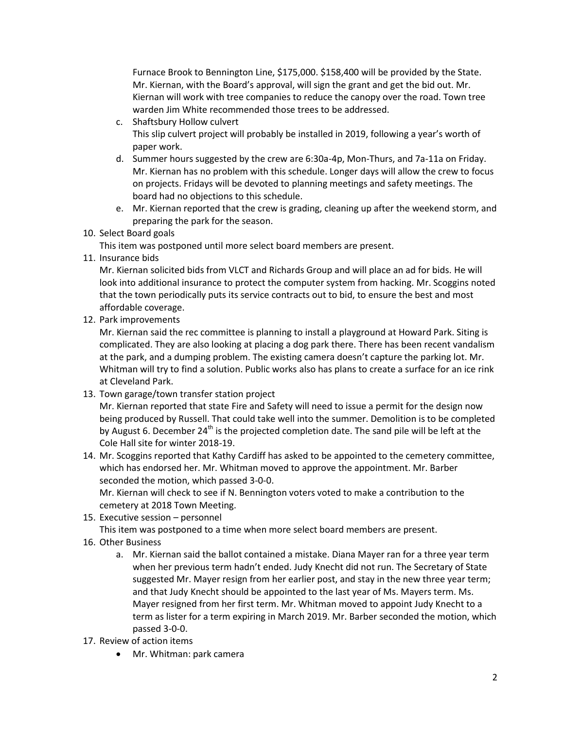Furnace Brook to Bennington Line, $175,000. $158,400 will be provided by the State. Mr. Kiernan, with the Board's approval, will sign the grant and get the bid out. Mr. Kiernan will work with tree companies to reduce the canopy over the road. Town tree warden Jim White recommended those trees to be addressed.

   c. Shaftsbury Hollow culvert
      This slip culvert project will probably be installed in 2019, following a year's worth of paper work.
   d. Summer hours suggested by the crew are 6:30a-4p, Mon-Thurs, and 7a-11a on Friday. Mr. Kiernan has no problem with this schedule. Longer days will allow the crew to focus on projects. Fridays will be devoted to planning meetings and safety meetings. The board had no objections to this schedule.
   e. Mr. Kiernan reported that the crew is grading, cleaning up after the weekend storm, and preparing the park for the season.

10. Select Board goals
    This item was postponed until more select board members are present.
11. Insurance bids
    Mr. Kiernan solicited bids from VLCT and Richards Group and will place an ad for bids. He will look into additional insurance to protect the computer system from hacking. Mr. Scoggins noted that the town periodically puts its service contracts out to bid, to ensure the best and most affordable coverage.
12. Park improvements
    Mr. Kiernan said the rec committee is planning to install a playground at Howard Park. Siting is complicated. They are also looking at placing a dog park there. There has been recent vandalism at the park, and a dumping problem. The existing camera doesn't capture the parking lot. Mr. Whitman will try to find a solution. Public works also has plans to create a surface for an ice rink at Cleveland Park.
13. Town garage/town transfer station project
    Mr. Kiernan reported that state Fire and Safety will need to issue a permit for the design now being produced by Russell. That could take well into the summer. Demolition is to be completed by August 6. December 24th is the projected completion date. The sand pile will be left at the Cole Hall site for winter 2018-19.
14. Mr. Scoggins reported that Kathy Cardiff has asked to be appointed to the cemetery committee, which has endorsed her. Mr. Whitman moved to approve the appointment. Mr. Barber seconded the motion, which passed 3-0-0.
    Mr. Kiernan will check to see if N. Bennington voters voted to make a contribution to the cemetery at 2018 Town Meeting.
15. Executive session – personnel
    This item was postponed to a time when more select board members are present.
16. Other Business
    a. Mr. Kiernan said the ballot contained a mistake. Diana Mayer ran for a three year term when her previous term hadn't ended. Judy Knecht did not run. The Secretary of State suggested Mr. Mayer resign from her earlier post, and stay in the new three year term; and that Judy Knecht should be appointed to the last year of Ms. Mayers term. Ms. Mayer resigned from her first term. Mr. Whitman moved to appoint Judy Knecht to a term as lister for a term expiring in March 2019. Mr. Barber seconded the motion, which passed 3-0-0.
17. Review of action items
    - Mr. Whitman: park camera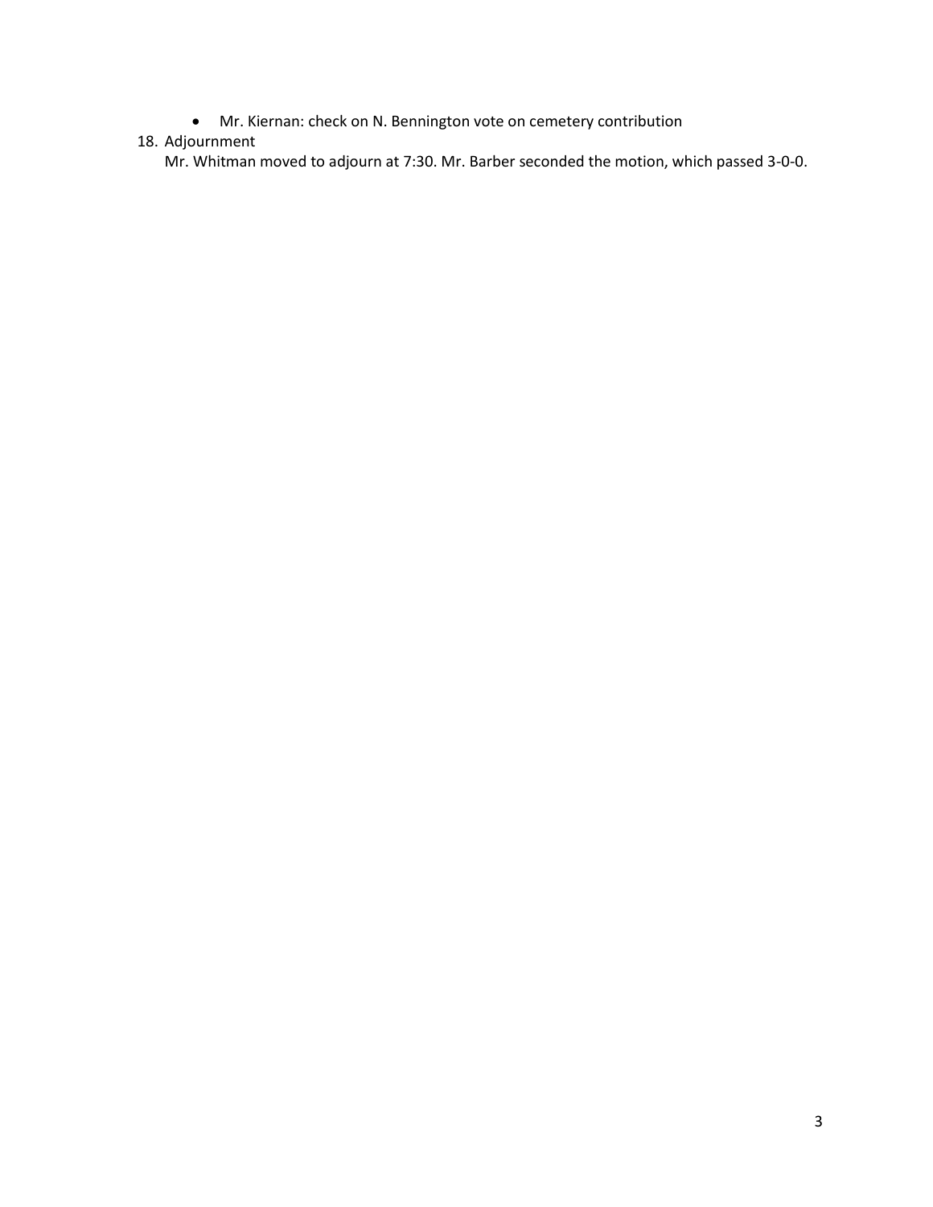- Mr. Kiernan: check on N. Bennington vote on cemetery contribution

18. Adjournment
    Mr. Whitman moved to adjourn at 7:30. Mr. Barber seconded the motion, which passed 3-0-0.